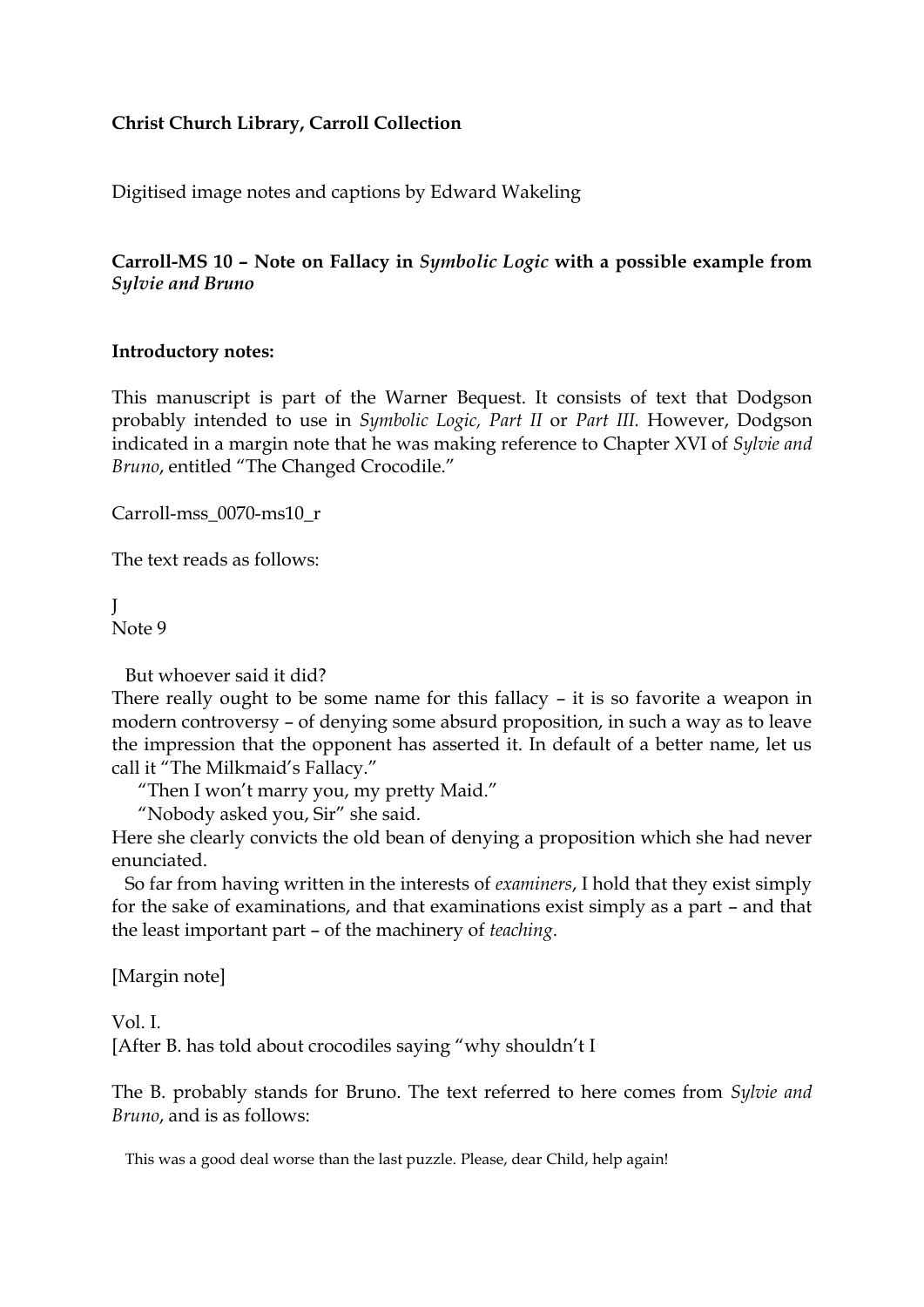**Christ Church Library, Carroll Collection**

Digitised image notes and captions by Edward Wakeling

**Carroll-MS 10 – Note on Fallacy in *Symbolic Logic* with a possible example from *Sylvie and Bruno***

**Introductory notes:**

This manuscript is part of the Warner Bequest. It consists of text that Dodgson probably intended to use in *Symbolic Logic, Part II* or *Part III.* However, Dodgson indicated in a margin note that he was making reference to Chapter XVI of *Sylvie and Bruno*, entitled "The Changed Crocodile."

Carroll-mss_0070-ms10_r

The text reads as follows:

J
Note 9

But whoever said it did?
There really ought to be some name for this fallacy – it is so favorite a weapon in modern controversy – of denying some absurd proposition, in such a way as to leave the impression that the opponent has asserted it. In default of a better name, let us call it "The Milkmaid's Fallacy."

"Then I won't marry you, my pretty Maid."

"Nobody asked you, Sir" she said.

Here she clearly convicts the old bean of denying a proposition which she had never enunciated.

So far from having written in the interests of *examiners*, I hold that they exist simply for the sake of examinations, and that examinations exist simply as a part – and that the least important part – of the machinery of *teaching*.

[Margin note]

Vol. I.
[After B. has told about crocodiles saying "why shouldn't I

The B. probably stands for Bruno. The text referred to here comes from *Sylvie and Bruno*, and is as follows:

> This was a good deal worse than the last puzzle. Please, dear Child, help again!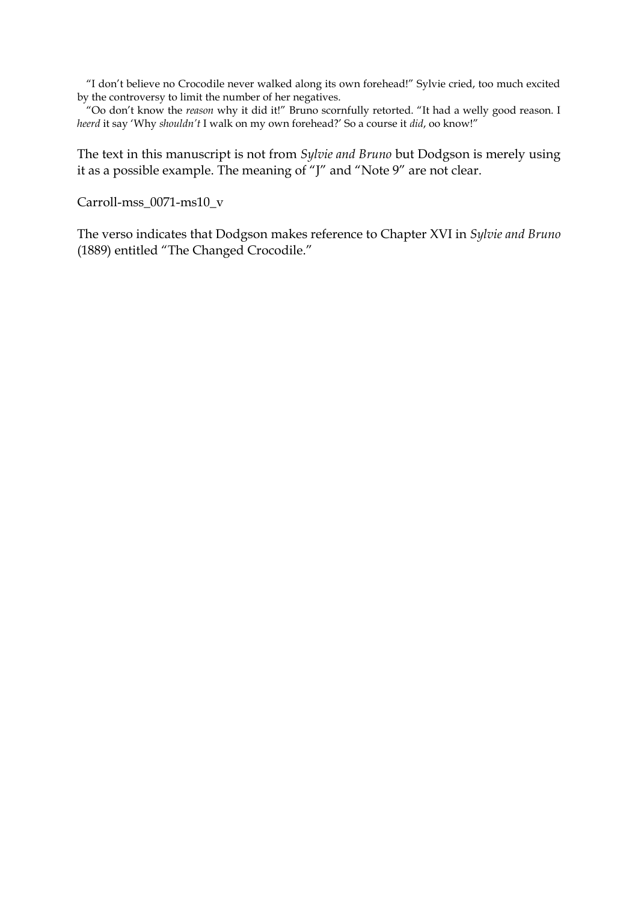"I don't believe no Crocodile never walked along its own forehead!" Sylvie cried, too much excited by the controversy to limit the number of her negatives.

"Oo don't know the *reason* why it did it!" Bruno scornfully retorted. "It had a welly good reason. I *heerd* it say 'Why *shouldn't* I walk on my own forehead?' So a course it *did*, oo know!"

The text in this manuscript is not from *Sylvie and Bruno* but Dodgson is merely using it as a possible example. The meaning of "J" and "Note 9" are not clear.

Carroll-mss_0071-ms10_v

The verso indicates that Dodgson makes reference to Chapter XVI in *Sylvie and Bruno* (1889) entitled "The Changed Crocodile."